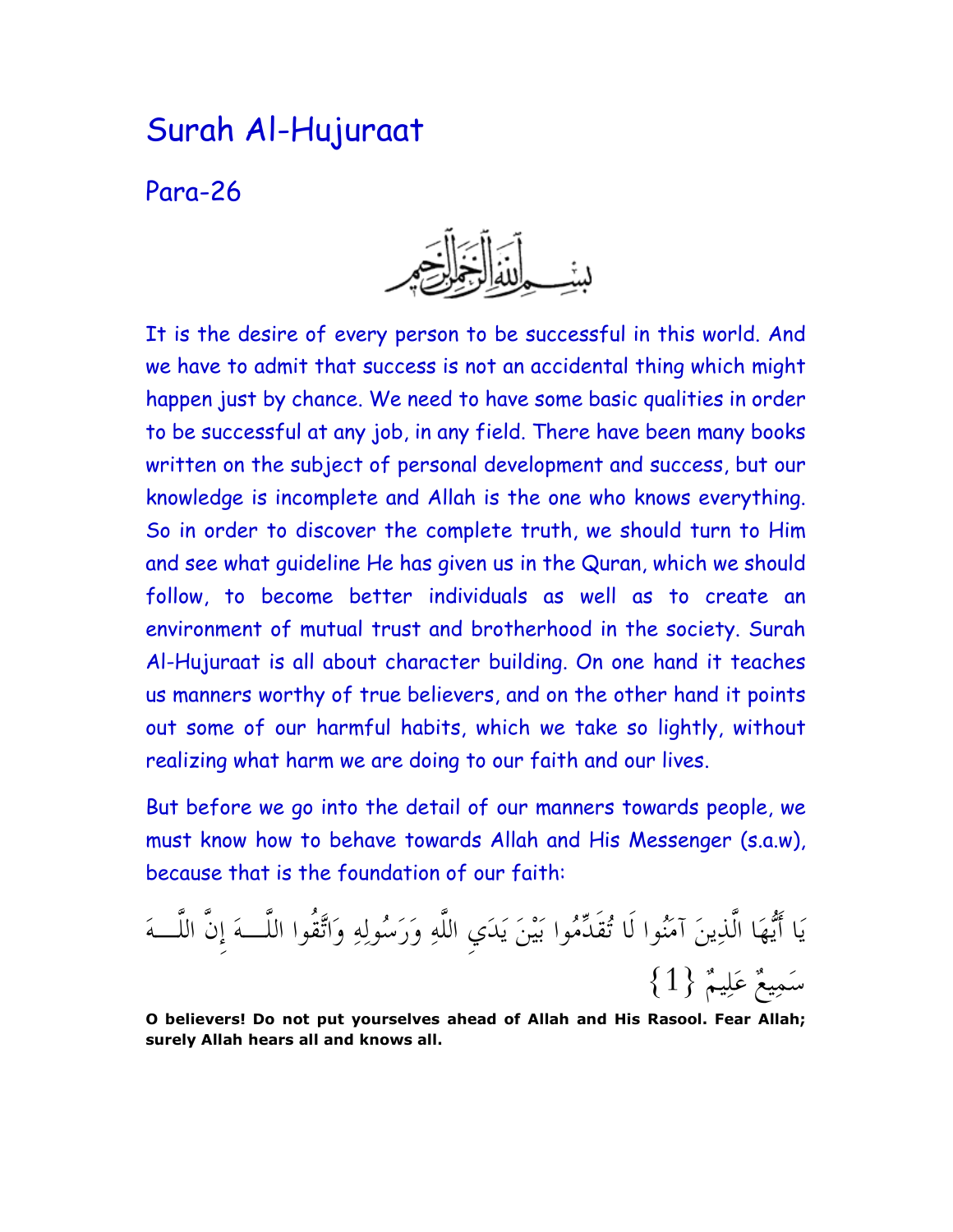# Surah Al-Hujuraat

## Para-26

بِسْمِ اللَّهِ الرَّحْمَنِ الرَّحِيمِ

It is the desire of every person to be successful in this world. And we have to admit that success is not an accidental thing which might happen just by chance. We need to have some basic qualities in order to be successful at any job, in any field. There have been many books written on the subject of personal development and success, but our knowledge is incomplete and Allah is the one who knows everything. So in order to discover the complete truth, we should turn to Him and see what guideline He has given us in the Quran, which we should follow, to become better individuals as well as to create an environment of mutual trust and brotherhood in the society. Surah Al-Hujuraat is all about character building. On one hand it teaches us manners worthy of true believers, and on the other hand it points out some of our harmful habits, which we take so lightly, without realizing what harm we are doing to our faith and our lives.

But before we go into the detail of our manners towards people, we must know how to behave towards Allah and His Messenger (s.a.w), because that is the foundation of our faith:

يَا أَيُّهَا الَّذِينَ آمَنُوا لَا تُقَدِّمُوا بَيْنَ يَدَيِ اللَّهِ وَرَسُولِهِ وَاتَّقُوا اللَّهَ إِنَّ اللَّهَ سَمِيعٌ عَلِيمٌ {1}

**O believers! Do not put yourselves ahead of Allah and His Rasool. Fear Allah; surely Allah hears all and knows all.**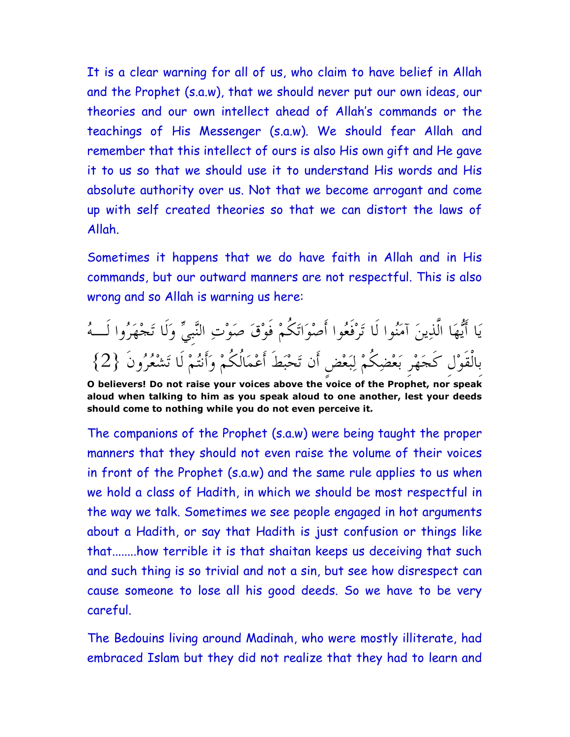It is a clear warning for all of us, who claim to have belief in Allah and the Prophet (s.a.w), that we should never put our own ideas, our theories and our own intellect ahead of Allah's commands or the teachings of His Messenger (s.a.w). We should fear Allah and remember that this intellect of ours is also His own gift and He gave it to us so that we should use it to understand His words and His absolute authority over us. Not that we become arrogant and come up with self created theories so that we can distort the laws of Allah.

Sometimes it happens that we do have faith in Allah and in His commands, but our outward manners are not respectful. This is also wrong and so Allah is warning us here:

يَا أَيُّهَا الَّذِينَ آمَنُوا لَا تَرْفَعُوا أَصْوَاتَكُمْ فَوْقَ صَوْتِ النَّبِيِّ وَلَا تَجْهَرُوا لَهُ بِالْقَوْلِ كَجَهْرِ بَعْضِكُمْ لِبَعْضٍ أَن تَحْبَطَ أَعْمَالُكُمْ وَأَنتُمْ لَا تَشْعُرُونَ {2}

**O believers! Do not raise your voices above the voice of the Prophet, nor speak aloud when talking to him as you speak aloud to one another, lest your deeds should come to nothing while you do not even perceive it.**

The companions of the Prophet (s.a.w) were being taught the proper manners that they should not even raise the volume of their voices in front of the Prophet (s.a.w) and the same rule applies to us when we hold a class of Hadith, in which we should be most respectful in the way we talk. Sometimes we see people engaged in hot arguments about a Hadith, or say that Hadith is just confusion or things like that........how terrible it is that shaitan keeps us deceiving that such and such thing is so trivial and not a sin, but see how disrespect can cause someone to lose all his good deeds. So we have to be very careful.

The Bedouins living around Madinah, who were mostly illiterate, had embraced Islam but they did not realize that they had to learn and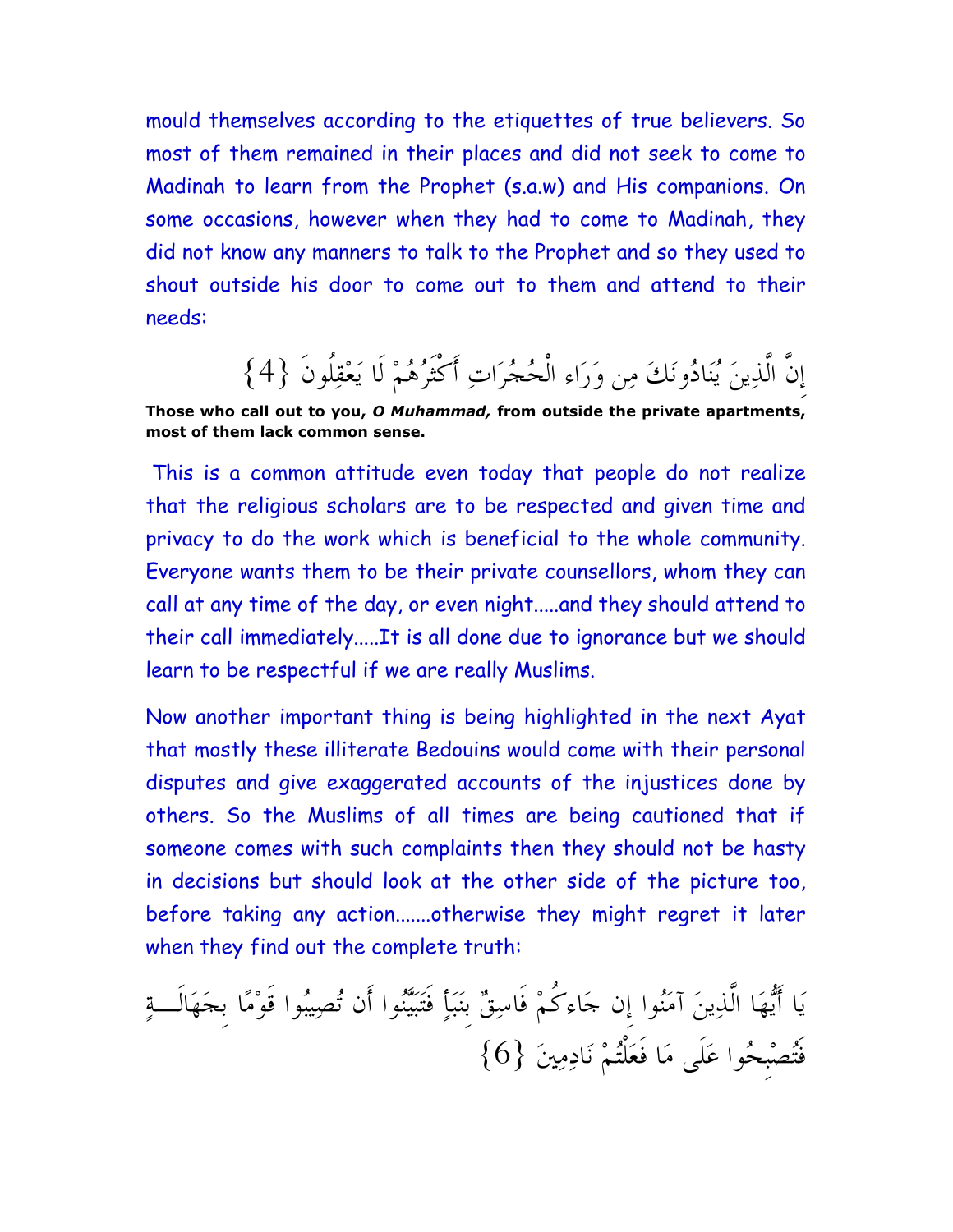mould themselves according to the etiquettes of true believers. So most of them remained in their places and did not seek to come to Madinah to learn from the Prophet (s.a.w) and His companions. On some occasions, however when they had to come to Madinah, they did not know any manners to talk to the Prophet and so they used to shout outside his door to come out to them and attend to their needs:

إِنَّ الَّذِينَ يُنَادُونَكَ مِن وَرَاءِ الْحُجُرَاتِ أَكْثَرُهُمْ لَا يَعْقِلُونَ {4}

**Those who call out to you, *O Muhammad,* from outside the private apartments, most of them lack common sense.**

This is a common attitude even today that people do not realize that the religious scholars are to be respected and given time and privacy to do the work which is beneficial to the whole community. Everyone wants them to be their private counsellors, whom they can call at any time of the day, or even night.....and they should attend to their call immediately.....It is all done due to ignorance but we should learn to be respectful if we are really Muslims.

Now another important thing is being highlighted in the next Ayat that mostly these illiterate Bedouins would come with their personal disputes and give exaggerated accounts of the injustices done by others. So the Muslims of all times are being cautioned that if someone comes with such complaints then they should not be hasty in decisions but should look at the other side of the picture too, before taking any action.......otherwise they might regret it later when they find out the complete truth:

يَا أَيُّهَا الَّذِينَ آمَنُوا إِن جَاءكُمْ فَاسِقٌ بِنَبَأٍ فَتَبَيَّنُوا أَن تُصِيبُوا قَوْمًا بِجَهَالَةٍ فَتُصْبِحُوا عَلَى مَا فَعَلْتُمْ نَادِمِينَ {6}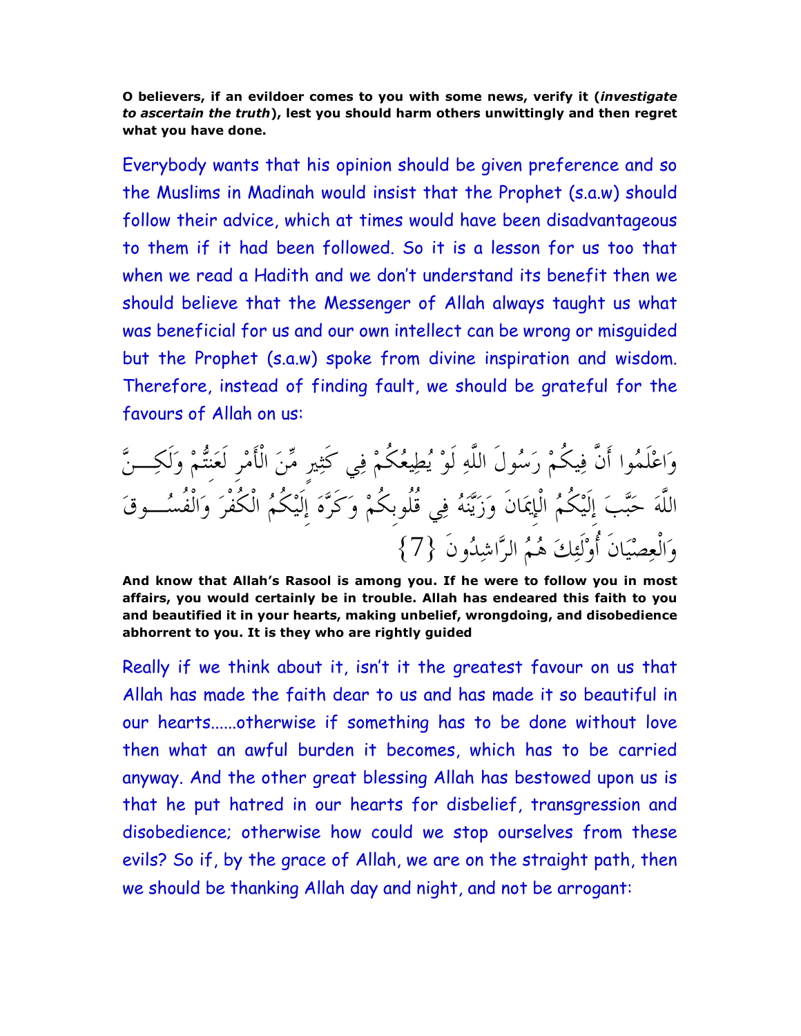**O believers, if an evildoer comes to you with some news, verify it (*investigate to ascertain the truth*), lest you should harm others unwittingly and then regret what you have done.**

Everybody wants that his opinion should be given preference and so the Muslims in Madinah would insist that the Prophet (s.a.w) should follow their advice, which at times would have been disadvantageous to them if it had been followed. So it is a lesson for us too that when we read a Hadith and we don't understand its benefit then we should believe that the Messenger of Allah always taught us what was beneficial for us and our own intellect can be wrong or misguided but the Prophet (s.a.w) spoke from divine inspiration and wisdom. Therefore, instead of finding fault, we should be grateful for the favours of Allah on us:

وَاعْلَمُوا أَنَّ فِيكُمْ رَسُولَ اللَّهِ لَوْ يُطِيعُكُمْ فِي كَثِيرٍ مِّنَ الْأَمْرِ لَعَنِتُّمْ وَلَكِنَّ اللَّهَ حَبَّبَ إِلَيْكُمُ الْإِيمَانَ وَزَيَّنَهُ فِي قُلُوبِكُمْ وَكَرَّهَ إِلَيْكُمُ الْكُفْرَ وَالْفُسُوقَ وَالْعِصْيَانَ أُوْلَئِكَ هُمُ الرَّاشِدُونَ {7}

**And know that Allah's Rasool is among you. If he were to follow you in most affairs, you would certainly be in trouble. Allah has endeared this faith to you and beautified it in your hearts, making unbelief, wrongdoing, and disobedience abhorrent to you. It is they who are rightly guided**

Really if we think about it, isn't it the greatest favour on us that Allah has made the faith dear to us and has made it so beautiful in our hearts......otherwise if something has to be done without love then what an awful burden it becomes, which has to be carried anyway. And the other great blessing Allah has bestowed upon us is that he put hatred in our hearts for disbelief, transgression and disobedience; otherwise how could we stop ourselves from these evils? So if, by the grace of Allah, we are on the straight path, then we should be thanking Allah day and night, and not be arrogant: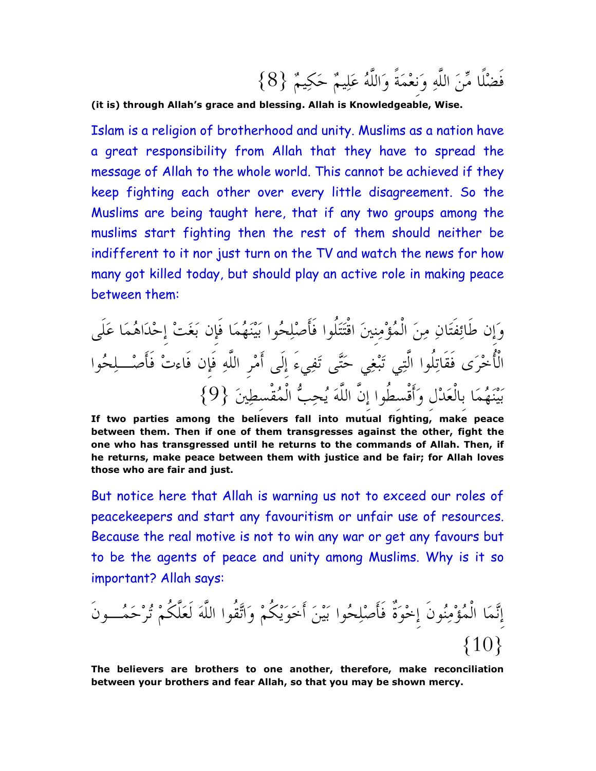فَضْلًا مِّنَ اللَّهِ وَنِعْمَةً وَاللَّهُ عَلِيمٌ حَكِيمٌ {8}

**(it is) through Allah's grace and blessing. Allah is Knowledgeable, Wise.**

Islam is a religion of brotherhood and unity. Muslims as a nation have a great responsibility from Allah that they have to spread the message of Allah to the whole world. This cannot be achieved if they keep fighting each other over every little disagreement. So the Muslims are being taught here, that if any two groups among the muslims start fighting then the rest of them should neither be indifferent to it nor just turn on the TV and watch the news for how many got killed today, but should play an active role in making peace between them:

وَإِن طَائِفَتَانِ مِنَ الْمُؤْمِنِينَ اقْتَتَلُوا فَأَصْلِحُوا بَيْنَهُمَا فَإِن بَغَتْ إِحْدَاهُمَا عَلَى الْأُخْرَى فَقَاتِلُوا الَّتِي تَبْغِي حَتَّى تَفِيءَ إِلَى أَمْرِ اللَّهِ فَإِن فَاءتْ فَأَصْلِحُوا بَيْنَهُمَا بِالْعَدْلِ وَأَقْسِطُوا إِنَّ اللَّهَ يُحِبُّ الْمُقْسِطِينَ {9}

**If two parties among the believers fall into mutual fighting, make peace between them. Then if one of them transgresses against the other, fight the one who has transgressed until he returns to the commands of Allah. Then, if he returns, make peace between them with justice and be fair; for Allah loves those who are fair and just.**

But notice here that Allah is warning us not to exceed our roles of peacekeepers and start any favouritism or unfair use of resources. Because the real motive is not to win any war or get any favours but to be the agents of peace and unity among Muslims. Why is it so important? Allah says:

إِنَّمَا الْمُؤْمِنُونَ إِخْوَةٌ فَأَصْلِحُوا بَيْنَ أَخَوَيْكُمْ وَاتَّقُوا اللَّهَ لَعَلَّكُمْ تُرْحَمُونَ {10}

**The believers are brothers to one another, therefore, make reconciliation between your brothers and fear Allah, so that you may be shown mercy.**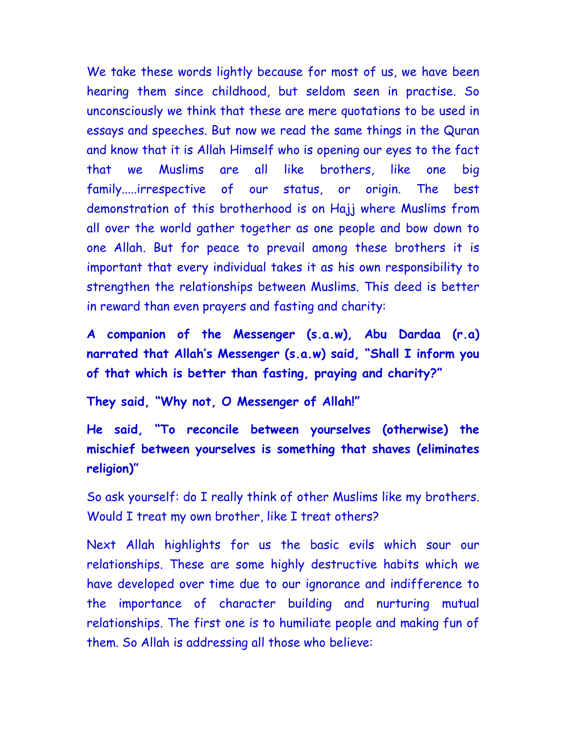We take these words lightly because for most of us, we have been hearing them since childhood, but seldom seen in practise. So unconsciously we think that these are mere quotations to be used in essays and speeches. But now we read the same things in the Quran and know that it is Allah Himself who is opening our eyes to the fact that we Muslims are all like brothers, like one big family.....irrespective of our status, or origin. The best demonstration of this brotherhood is on Hajj where Muslims from all over the world gather together as one people and bow down to one Allah. But for peace to prevail among these brothers it is important that every individual takes it as his own responsibility to strengthen the relationships between Muslims. This deed is better in reward than even prayers and fasting and charity:

**A companion of the Messenger (s.a.w), Abu Dardaa (r.a) narrated that Allah's Messenger (s.a.w) said, "Shall I inform you of that which is better than fasting, praying and charity?"**

**They said, "Why not, O Messenger of Allah!"**

**He said, "To reconcile between yourselves (otherwise) the mischief between yourselves is something that shaves (eliminates religion)"**

So ask yourself: do I really think of other Muslims like my brothers. Would I treat my own brother, like I treat others?

Next Allah highlights for us the basic evils which sour our relationships. These are some highly destructive habits which we have developed over time due to our ignorance and indifference to the importance of character building and nurturing mutual relationships. The first one is to humiliate people and making fun of them. So Allah is addressing all those who believe: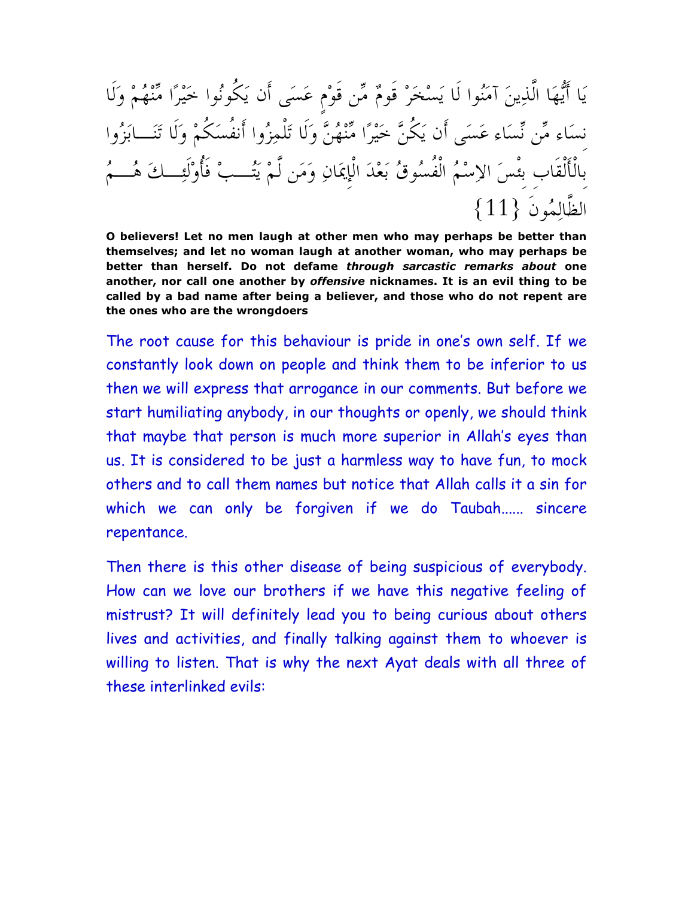يَا أَيُّهَا الَّذِينَ آمَنُوا لَا يَسْخَرْ قَومٌ مِّن قَوْمٍ عَسَى أَن يَكُونُوا خَيْرًا مِّنْهُمْ وَلَا نِسَاء مِّن نِّسَاء عَسَى أَن يَكُنَّ خَيْرًا مِّنْهُنَّ وَلَا تَلْمِزُوا أَنفُسَكُمْ وَلَا تَنَابَزُوا بِالْأَلْقَابِ بِئْسَ الاِسْمُ الْفُسُوقُ بَعْدَ الْإِيمَانِ وَمَن لَّمْ يَتُبْ فَأُوْلَئِكَ هُمُ الظَّالِمُونَ {11}

**O believers! Let no men laugh at other men who may perhaps be better than themselves; and let no woman laugh at another woman, who may perhaps be better than herself. Do not defame *through sarcastic remarks about* one another, nor call one another by *offensive* nicknames. It is an evil thing to be called by a bad name after being a believer, and those who do not repent are the ones who are the wrongdoers**

The root cause for this behaviour is pride in one's own self. If we constantly look down on people and think them to be inferior to us then we will express that arrogance in our comments. But before we start humiliating anybody, in our thoughts or openly, we should think that maybe that person is much more superior in Allah's eyes than us. It is considered to be just a harmless way to have fun, to mock others and to call them names but notice that Allah calls it a sin for which we can only be forgiven if we do Taubah...... sincere repentance.

Then there is this other disease of being suspicious of everybody. How can we love our brothers if we have this negative feeling of mistrust? It will definitely lead you to being curious about others lives and activities, and finally talking against them to whoever is willing to listen. That is why the next Ayat deals with all three of these interlinked evils: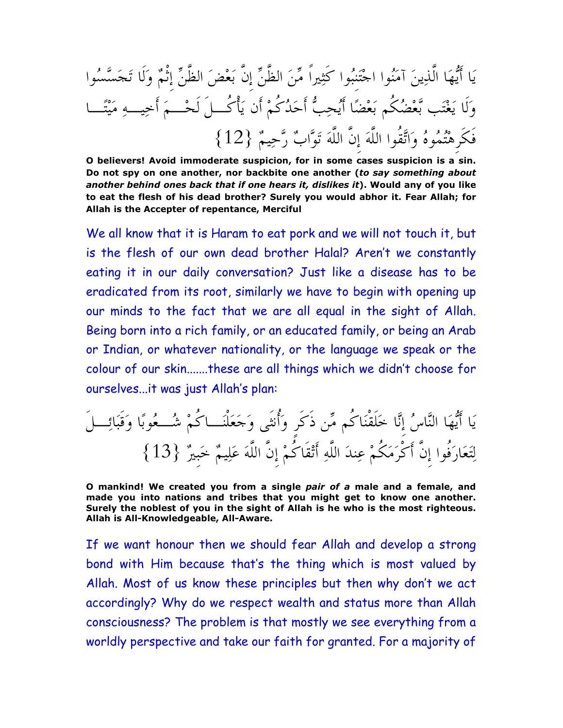يَا أَيُّهَا الَّذِينَ آمَنُوا اجْتَنِبُوا كَثِيراً مِّنَ الظَّنِّ إِنَّ بَعْضَ الظَّنِّ إِثْمٌ وَلَا تَجَسَّسُوا وَلَا يَغْتَب بَّعْضُكُم بَعْضًا أَيُحِبُّ أَحَدُكُمْ أَن يَأْكُلَ لَحْمَ أَخِيهِ مَيْتًا فَكَرِهْتُمُوهُ وَاتَّقُوا اللَّهَ إِنَّ اللَّهَ تَوَّابٌ رَّحِيمٌ {12}

**O believers! Avoid immoderate suspicion, for in some cases suspicion is a sin. Do not spy on one another, nor backbite one another (*to say something about another behind ones back that if one hears it, dislikes it*). Would any of you like to eat the flesh of his dead brother? Surely you would abhor it. Fear Allah; for Allah is the Accepter of repentance, Merciful**

We all know that it is Haram to eat pork and we will not touch it, but is the flesh of our own dead brother Halal? Aren't we constantly eating it in our daily conversation? Just like a disease has to be eradicated from its root, similarly we have to begin with opening up our minds to the fact that we are all equal in the sight of Allah. Being born into a rich family, or an educated family, or being an Arab or Indian, or whatever nationality, or the language we speak or the colour of our skin.......these are all things which we didn't choose for ourselves...it was just Allah's plan:

يَا أَيُّهَا النَّاسُ إِنَّا خَلَقْنَاكُم مِّن ذَكَرٍ وَأُنثَى وَجَعَلْنَاكُمْ شُعُوبًا وَقَبَائِلَ لِتَعَارَفُوا إِنَّ أَكْرَمَكُمْ عِندَ اللَّهِ أَتْقَاكُمْ إِنَّ اللَّهَ عَلِيمٌ خَبِيرٌ {13}

**O mankind! We created you from a single *pair of a* male and a female, and made you into nations and tribes that you might get to know one another. Surely the noblest of you in the sight of Allah is he who is the most righteous. Allah is All-Knowledgeable, All-Aware.**

If we want honour then we should fear Allah and develop a strong bond with Him because that's the thing which is most valued by Allah. Most of us know these principles but then why don't we act accordingly? Why do we respect wealth and status more than Allah consciousness? The problem is that mostly we see everything from a worldly perspective and take our faith for granted. For a majority of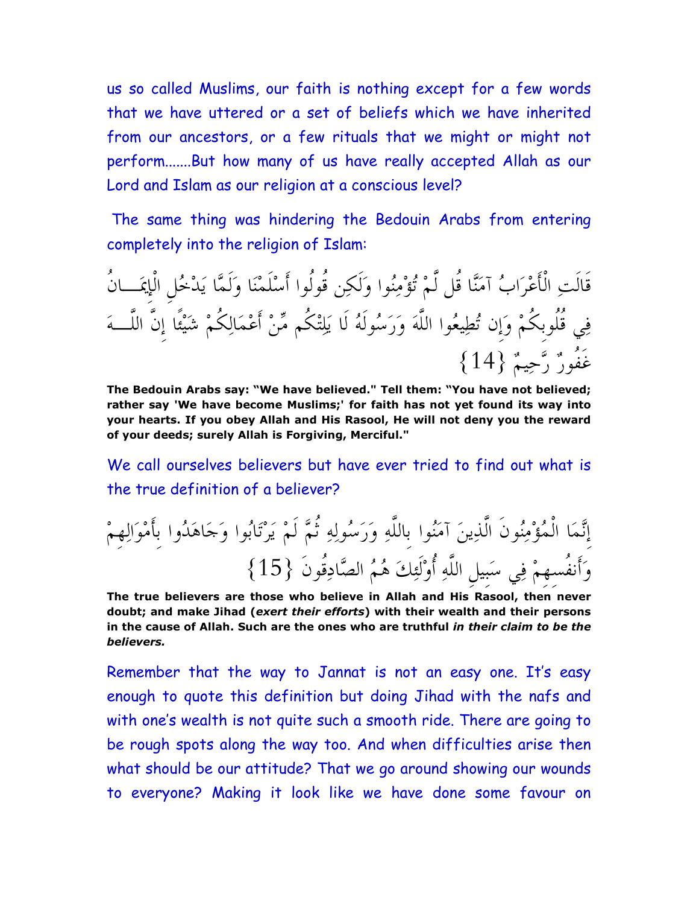us so called Muslims, our faith is nothing except for a few words that we have uttered or a set of beliefs which we have inherited from our ancestors, or a few rituals that we might or might not perform.......But how many of us have really accepted Allah as our Lord and Islam as our religion at a conscious level?

The same thing was hindering the Bedouin Arabs from entering completely into the religion of Islam:

قَالَتِ الْأَعْرَابُ آمَنَّا قُل لَّمْ تُؤْمِنُوا وَلَكِن قُولُوا أَسْلَمْنَا وَلَمَّا يَدْخُلِ الْإِيمَانُ فِي قُلُوبِكُمْ وَإِن تُطِيعُوا اللَّهَ وَرَسُولَهُ لَا يَلِتْكُم مِّنْ أَعْمَالِكُمْ شَيْئًا إِنَّ اللَّهَ غَفُورٌ رَّحِيمٌ {14}

**The Bedouin Arabs say: "We have believed." Tell them: "You have not believed; rather say 'We have become Muslims;' for faith has not yet found its way into your hearts. If you obey Allah and His Rasool, He will not deny you the reward of your deeds; surely Allah is Forgiving, Merciful."**

We call ourselves believers but have ever tried to find out what is the true definition of a believer?

إِنَّمَا الْمُؤْمِنُونَ الَّذِينَ آمَنُوا بِاللَّهِ وَرَسُولِهِ ثُمَّ لَمْ يَرْتَابُوا وَجَاهَدُوا بِأَمْوَالِهِمْ وَأَنفُسِهِمْ فِي سَبِيلِ اللَّهِ أُوْلَئِكَ هُمُ الصَّادِقُونَ {15}

**The true believers are those who believe in Allah and His Rasool, then never doubt; and make Jihad (*exert their efforts*) with their wealth and their persons in the cause of Allah. Such are the ones who are truthful *in their claim to be the believers.***

Remember that the way to Jannat is not an easy one. It's easy enough to quote this definition but doing Jihad with the nafs and with one's wealth is not quite such a smooth ride. There are going to be rough spots along the way too. And when difficulties arise then what should be our attitude? That we go around showing our wounds to everyone? Making it look like we have done some favour on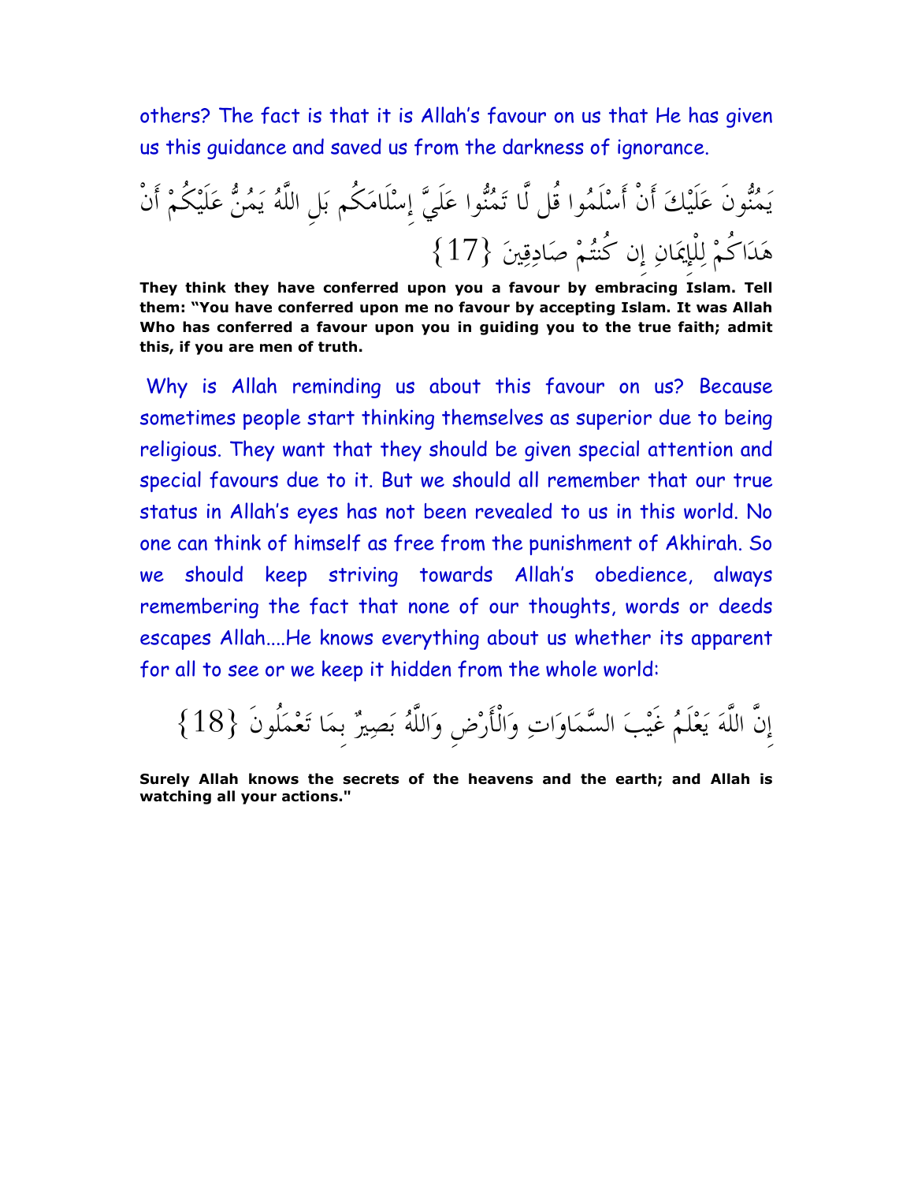others? The fact is that it is Allah's favour on us that He has given us this guidance and saved us from the darkness of ignorance.

يَمُنُّونَ عَلَيْكَ أَنْ أَسْلَمُوا قُل لَّا تَمُنُّوا عَلَيَّ إِسْلَامَكُم بَلِ اللَّهُ يَمُنُّ عَلَيْكُمْ أَنْ هَدَاكُمْ لِلْإِيمَانِ إِن كُنتُمْ صَادِقِينَ {17}

**They think they have conferred upon you a favour by embracing Islam. Tell them: "You have conferred upon me no favour by accepting Islam. It was Allah Who has conferred a favour upon you in guiding you to the true faith; admit this, if you are men of truth.**

Why is Allah reminding us about this favour on us? Because sometimes people start thinking themselves as superior due to being religious. They want that they should be given special attention and special favours due to it. But we should all remember that our true status in Allah's eyes has not been revealed to us in this world. No one can think of himself as free from the punishment of Akhirah. So we should keep striving towards Allah's obedience, always remembering the fact that none of our thoughts, words or deeds escapes Allah....He knows everything about us whether its apparent for all to see or we keep it hidden from the whole world:

إِنَّ اللَّهَ يَعْلَمُ غَيْبَ السَّمَاوَاتِ وَالْأَرْضِ وَاللَّهُ بَصِيرٌ بِمَا تَعْمَلُونَ {18}

**Surely Allah knows the secrets of the heavens and the earth; and Allah is watching all your actions."**